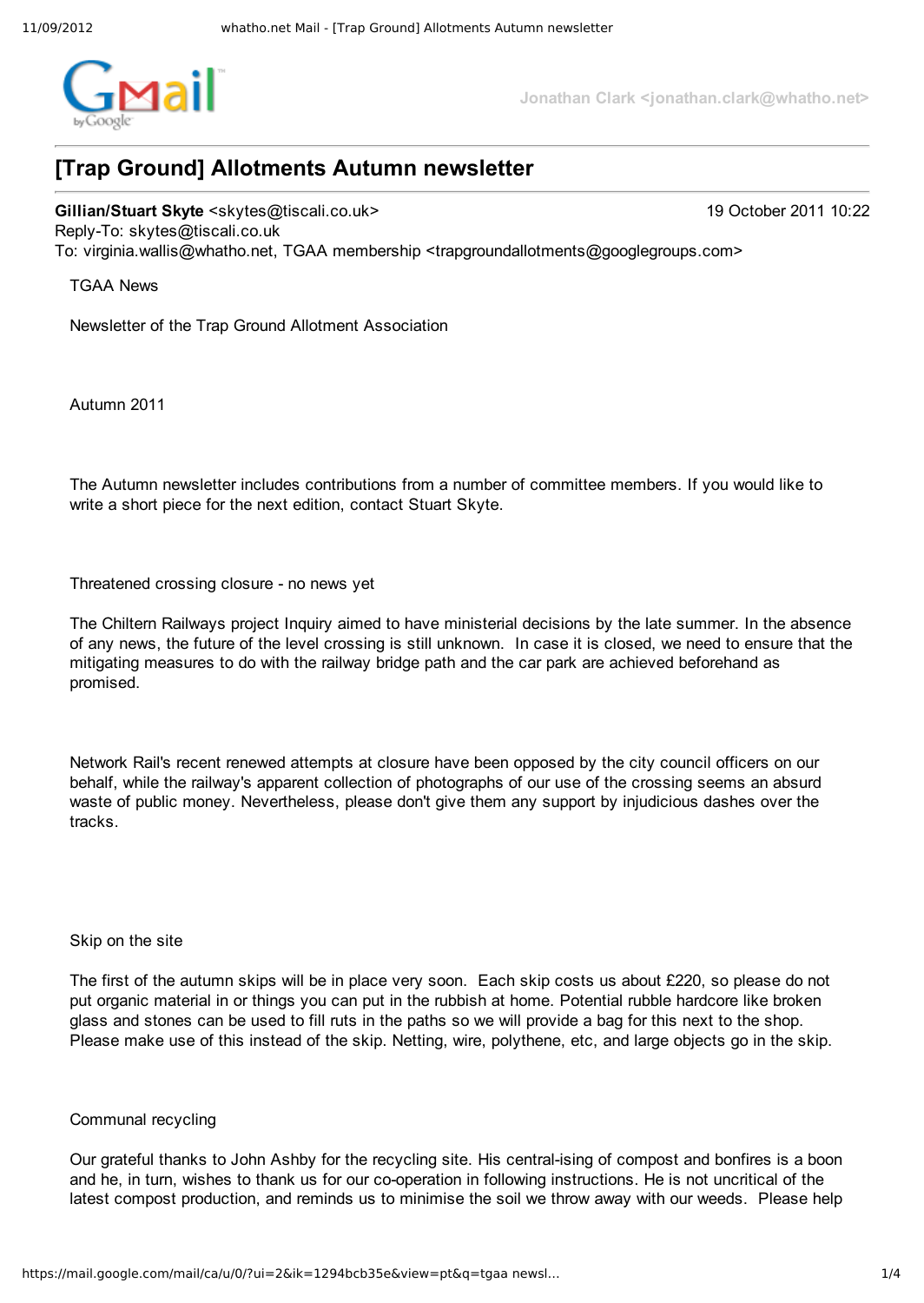# [Trap Ground] Allotments Autumn newsletter

**Gillian/Stuart Skyte** <skytes@tiscali.co.uk> 19 October 2011 10:22
Reply-To: skytes@tiscali.co.uk
To: virginia.wallis@whatho.net, TGAA membership <trapgroundallotments@googlegroups.com>

TGAA News

Newsletter of the Trap Ground Allotment Association

Autumn 2011

The Autumn newsletter includes contributions from a number of committee members. If you would like to write a short piece for the next edition, contact Stuart Skyte.

Threatened crossing closure - no news yet

The Chiltern Railways project Inquiry aimed to have ministerial decisions by the late summer. In the absence of any news, the future of the level crossing is still unknown. In case it is closed, we need to ensure that the mitigating measures to do with the railway bridge path and the car park are achieved beforehand as promised.

Network Rail's recent renewed attempts at closure have been opposed by the city council officers on our behalf, while the railway's apparent collection of photographs of our use of the crossing seems an absurd waste of public money. Nevertheless, please don't give them any support by injudicious dashes over the tracks.

Skip on the site

The first of the autumn skips will be in place very soon. Each skip costs us about £220, so please do not put organic material in or things you can put in the rubbish at home. Potential rubble hardcore like broken glass and stones can be used to fill ruts in the paths so we will provide a bag for this next to the shop. Please make use of this instead of the skip. Netting, wire, polythene, etc, and large objects go in the skip.

Communal recycling

Our grateful thanks to John Ashby for the recycling site. His central-ising of compost and bonfires is a boon and he, in turn, wishes to thank us for our co-operation in following instructions. He is not uncritical of the latest compost production, and reminds us to minimise the soil we throw away with our weeds. Please help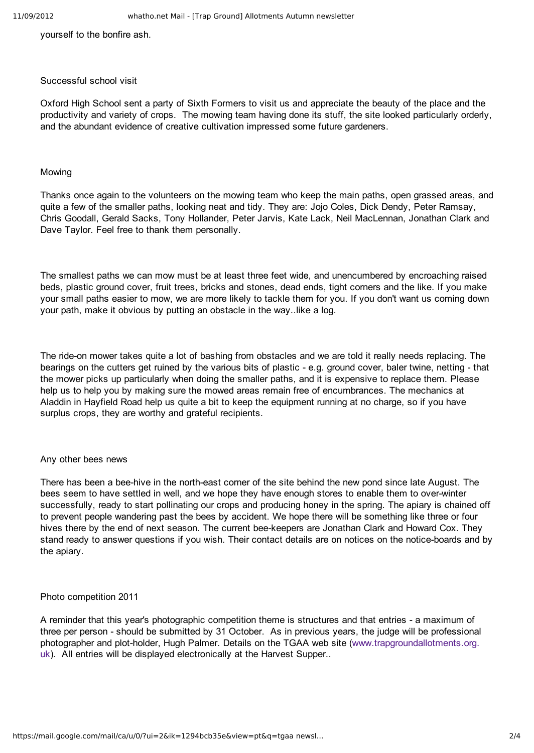yourself to the bonfire ash.

## Successful school visit

Oxford High School sent a party of Sixth Formers to visit us and appreciate the beauty of the place and the productivity and variety of crops. The mowing team having done its stuff, the site looked particularly orderly, and the abundant evidence of creative cultivation impressed some future gardeners.

## Mowing

Thanks once again to the volunteers on the mowing team who keep the main paths, open grassed areas, and quite a few of the smaller paths, looking neat and tidy. They are: Jojo Coles, Dick Dendy, Peter Ramsay, Chris Goodall, Gerald Sacks, Tony Hollander, Peter Jarvis, Kate Lack, Neil MacLennan, Jonathan Clark and Dave Taylor. Feel free to thank them personally.

The smallest paths we can mow must be at least three feet wide, and unencumbered by encroaching raised beds, plastic ground cover, fruit trees, bricks and stones, dead ends, tight corners and the like. If you make your small paths easier to mow, we are more likely to tackle them for you. If you don't want us coming down your path, make it obvious by putting an obstacle in the way..like a log.

The ride-on mower takes quite a lot of bashing from obstacles and we are told it really needs replacing. The bearings on the cutters get ruined by the various bits of plastic - e.g. ground cover, baler twine, netting - that the mower picks up particularly when doing the smaller paths, and it is expensive to replace them. Please help us to help you by making sure the mowed areas remain free of encumbrances. The mechanics at Aladdin in Hayfield Road help us quite a bit to keep the equipment running at no charge, so if you have surplus crops, they are worthy and grateful recipients.

## Any other bees news

There has been a bee-hive in the north-east corner of the site behind the new pond since late August. The bees seem to have settled in well, and we hope they have enough stores to enable them to over-winter successfully, ready to start pollinating our crops and producing honey in the spring. The apiary is chained off to prevent people wandering past the bees by accident. We hope there will be something like three or four hives there by the end of next season. The current bee-keepers are Jonathan Clark and Howard Cox. They stand ready to answer questions if you wish. Their contact details are on notices on the notice-boards and by the apiary.

## Photo competition 2011

A reminder that this year's photographic competition theme is structures and that entries - a maximum of three per person - should be submitted by 31 October. As in previous years, the judge will be professional photographer and plot-holder, Hugh Palmer. Details on the TGAA web site (www.trapgroundallotments.org.uk). All entries will be displayed electronically at the Harvest Supper..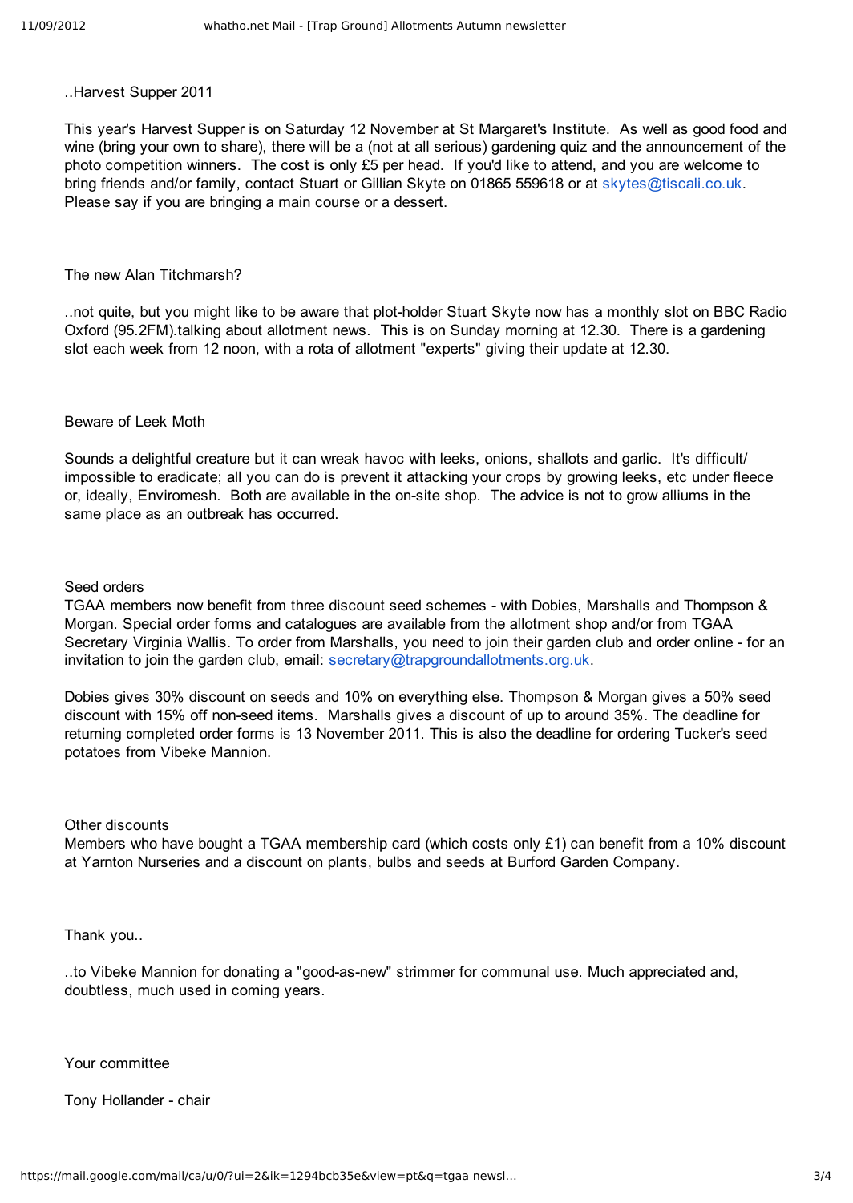..Harvest Supper 2011

This year's Harvest Supper is on Saturday 12 November at St Margaret's Institute. As well as good food and wine (bring your own to share), there will be a (not at all serious) gardening quiz and the announcement of the photo competition winners. The cost is only £5 per head. If you'd like to attend, and you are welcome to bring friends and/or family, contact Stuart or Gillian Skyte on 01865 559618 or at skytes@tiscali.co.uk. Please say if you are bringing a main course or a dessert.

The new Alan Titchmarsh?

..not quite, but you might like to be aware that plot-holder Stuart Skyte now has a monthly slot on BBC Radio Oxford (95.2FM).talking about allotment news. This is on Sunday morning at 12.30. There is a gardening slot each week from 12 noon, with a rota of allotment "experts" giving their update at 12.30.

Beware of Leek Moth

Sounds a delightful creature but it can wreak havoc with leeks, onions, shallots and garlic. It's difficult/ impossible to eradicate; all you can do is prevent it attacking your crops by growing leeks, etc under fleece or, ideally, Enviromesh. Both are available in the on-site shop. The advice is not to grow alliums in the same place as an outbreak has occurred.

Seed orders
TGAA members now benefit from three discount seed schemes - with Dobies, Marshalls and Thompson & Morgan. Special order forms and catalogues are available from the allotment shop and/or from TGAA Secretary Virginia Wallis. To order from Marshalls, you need to join their garden club and order online - for an invitation to join the garden club, email: secretary@trapgroundallotments.org.uk.

Dobies gives 30% discount on seeds and 10% on everything else. Thompson & Morgan gives a 50% seed discount with 15% off non-seed items. Marshalls gives a discount of up to around 35%. The deadline for returning completed order forms is 13 November 2011. This is also the deadline for ordering Tucker's seed potatoes from Vibeke Mannion.

Other discounts
Members who have bought a TGAA membership card (which costs only £1) can benefit from a 10% discount at Yarnton Nurseries and a discount on plants, bulbs and seeds at Burford Garden Company.

Thank you..

..to Vibeke Mannion for donating a "good-as-new" strimmer for communal use. Much appreciated and, doubtless, much used in coming years.

Your committee

Tony Hollander - chair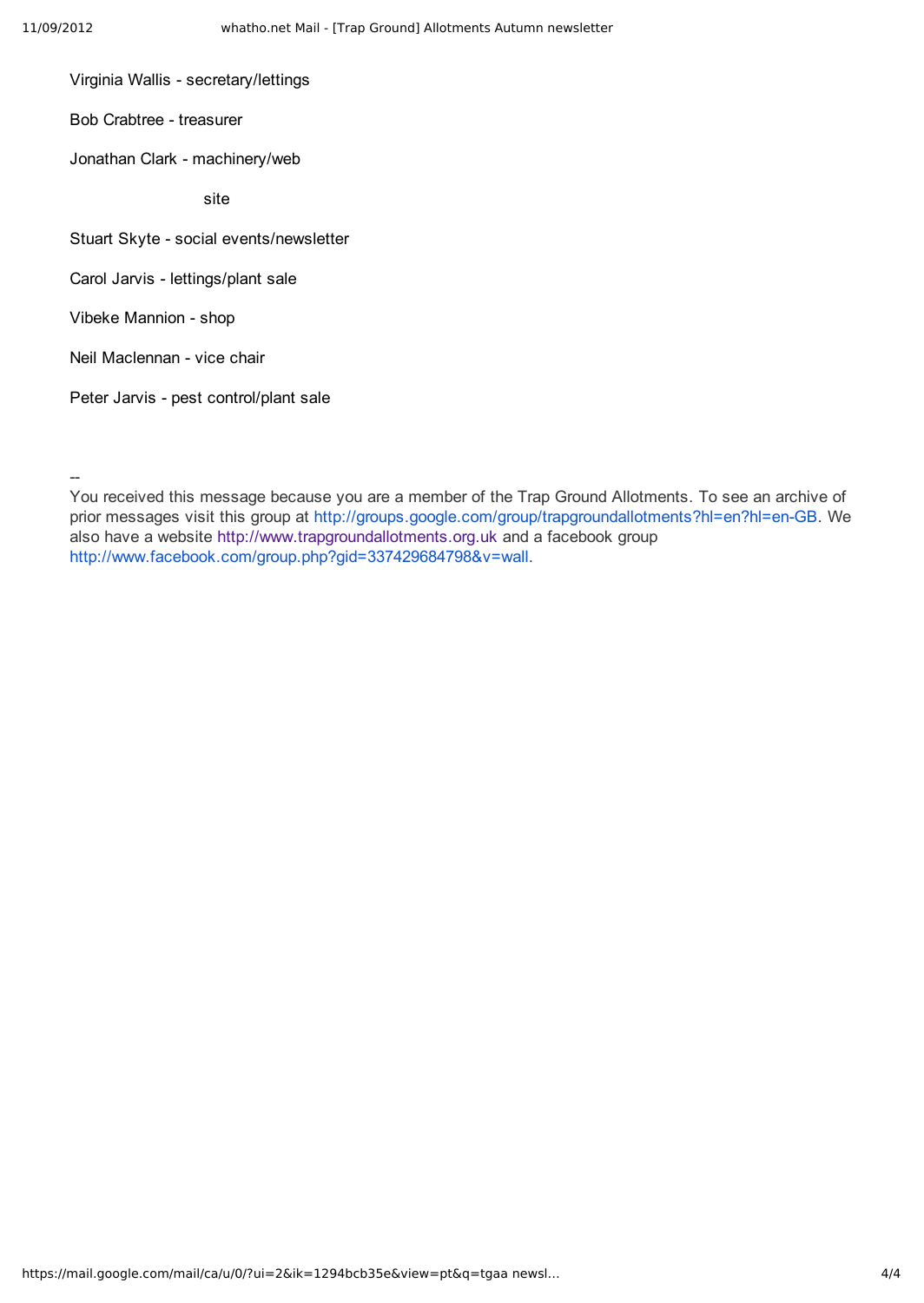Virginia Wallis - secretary/lettings

Bob Crabtree - treasurer

Jonathan Clark - machinery/web

site

Stuart Skyte - social events/newsletter

Carol Jarvis - lettings/plant sale

Vibeke Mannion - shop

Neil Maclennan - vice chair

Peter Jarvis - pest control/plant sale

--
You received this message because you are a member of the Trap Ground Allotments. To see an archive of prior messages visit this group at http://groups.google.com/group/trapgroundallotments?hl=en?hl=en-GB. We also have a website http://www.trapgroundallotments.org.uk and a facebook group http://www.facebook.com/group.php?gid=337429684798&v=wall.